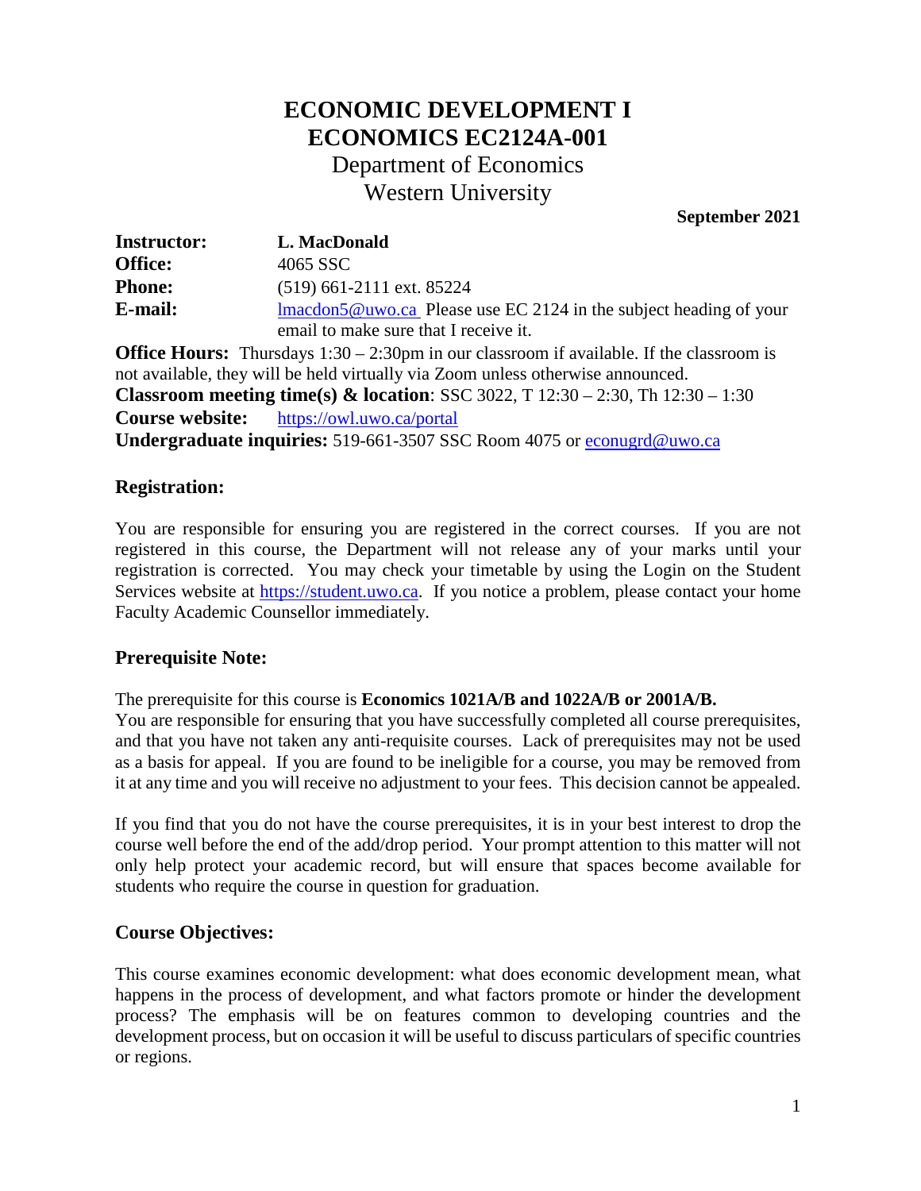# ECONOMIC DEVELOPMENT I
# ECONOMICS EC2124A-001

Department of Economics
Western University

**September 2021**

**Instructor:** **L. MacDonald**
**Office:** 4065 SSC
**Phone:** (519) 661-2111 ext. 85224
**E-mail:** lmacdon5@uwo.ca Please use EC 2124 in the subject heading of your email to make sure that I receive it.

**Office Hours:** Thursdays 1:30 – 2:30pm in our classroom if available. If the classroom is not available, they will be held virtually via Zoom unless otherwise announced.
**Classroom meeting time(s) & location**: SSC 3022, T 12:30 – 2:30, Th 12:30 – 1:30
**Course website:** https://owl.uwo.ca/portal
**Undergraduate inquiries:** 519-661-3507 SSC Room 4075 or econugrd@uwo.ca

## Registration:

You are responsible for ensuring you are registered in the correct courses. If you are not registered in this course, the Department will not release any of your marks until your registration is corrected. You may check your timetable by using the Login on the Student Services website at https://student.uwo.ca. If you notice a problem, please contact your home Faculty Academic Counsellor immediately.

## Prerequisite Note:

The prerequisite for this course is **Economics 1021A/B and 1022A/B or 2001A/B.**
You are responsible for ensuring that you have successfully completed all course prerequisites, and that you have not taken any anti-requisite courses. Lack of prerequisites may not be used as a basis for appeal. If you are found to be ineligible for a course, you may be removed from it at any time and you will receive no adjustment to your fees. This decision cannot be appealed.

If you find that you do not have the course prerequisites, it is in your best interest to drop the course well before the end of the add/drop period. Your prompt attention to this matter will not only help protect your academic record, but will ensure that spaces become available for students who require the course in question for graduation.

## Course Objectives:

This course examines economic development: what does economic development mean, what happens in the process of development, and what factors promote or hinder the development process? The emphasis will be on features common to developing countries and the development process, but on occasion it will be useful to discuss particulars of specific countries or regions.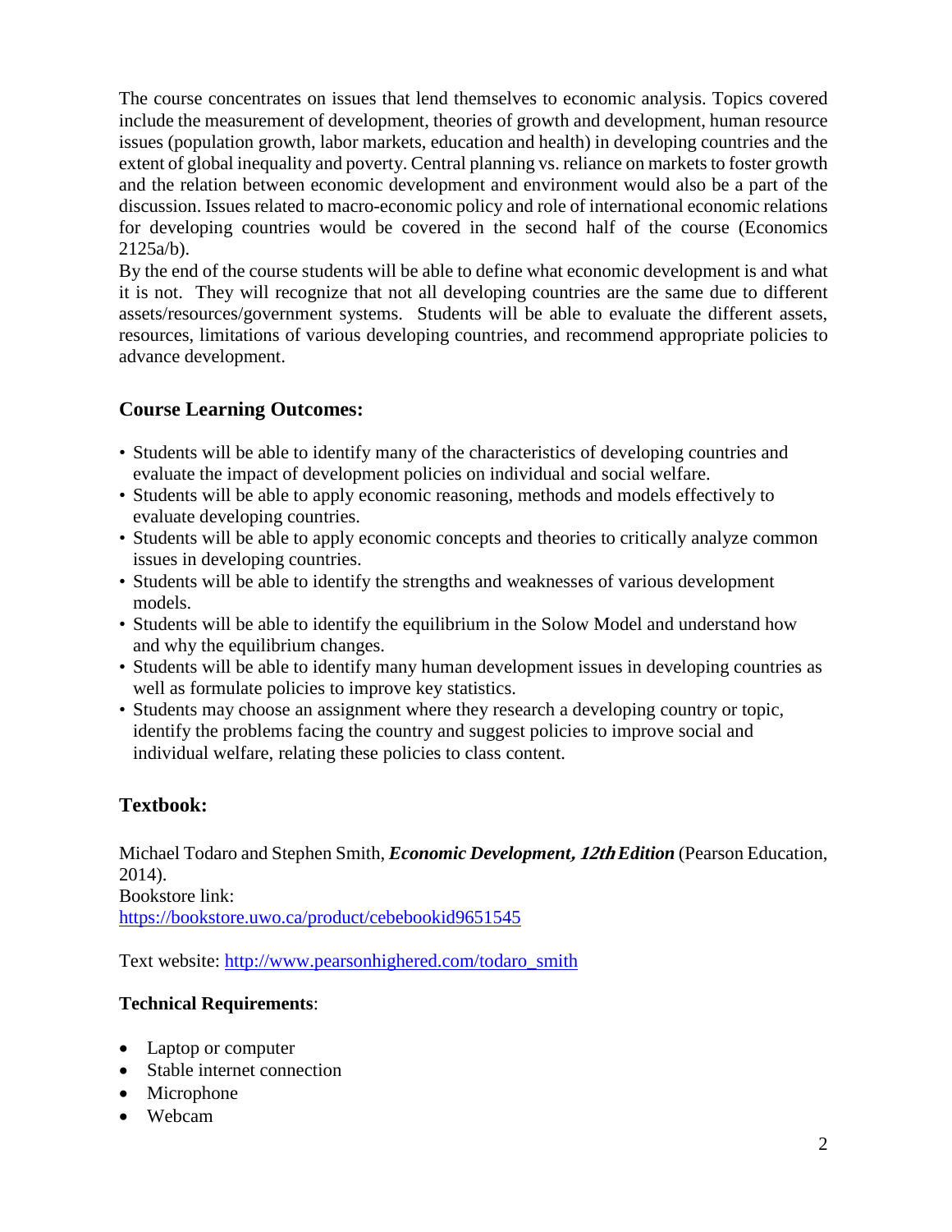The course concentrates on issues that lend themselves to economic analysis. Topics covered include the measurement of development, theories of growth and development, human resource issues (population growth, labor markets, education and health) in developing countries and the extent of global inequality and poverty. Central planning vs. reliance on markets to foster growth and the relation between economic development and environment would also be a part of the discussion. Issues related to macro-economic policy and role of international economic relations for developing countries would be covered in the second half of the course (Economics 2125a/b).

By the end of the course students will be able to define what economic development is and what it is not. They will recognize that not all developing countries are the same due to different assets/resources/government systems. Students will be able to evaluate the different assets, resources, limitations of various developing countries, and recommend appropriate policies to advance development.

## Course Learning Outcomes:

- Students will be able to identify many of the characteristics of developing countries and evaluate the impact of development policies on individual and social welfare.
- Students will be able to apply economic reasoning, methods and models effectively to evaluate developing countries.
- Students will be able to apply economic concepts and theories to critically analyze common issues in developing countries.
- Students will be able to identify the strengths and weaknesses of various development models.
- Students will be able to identify the equilibrium in the Solow Model and understand how and why the equilibrium changes.
- Students will be able to identify many human development issues in developing countries as well as formulate policies to improve key statistics.
- Students may choose an assignment where they research a developing country or topic, identify the problems facing the country and suggest policies to improve social and individual welfare, relating these policies to class content.

## Textbook:

Michael Todaro and Stephen Smith, ***Economic Development, 12th Edition*** (Pearson Education, 2014).
Bookstore link:
https://bookstore.uwo.ca/product/cebebookid9651545

Text website: http://www.pearsonhighered.com/todaro_smith

**Technical Requirements**:

- Laptop or computer
- Stable internet connection
- Microphone
- Webcam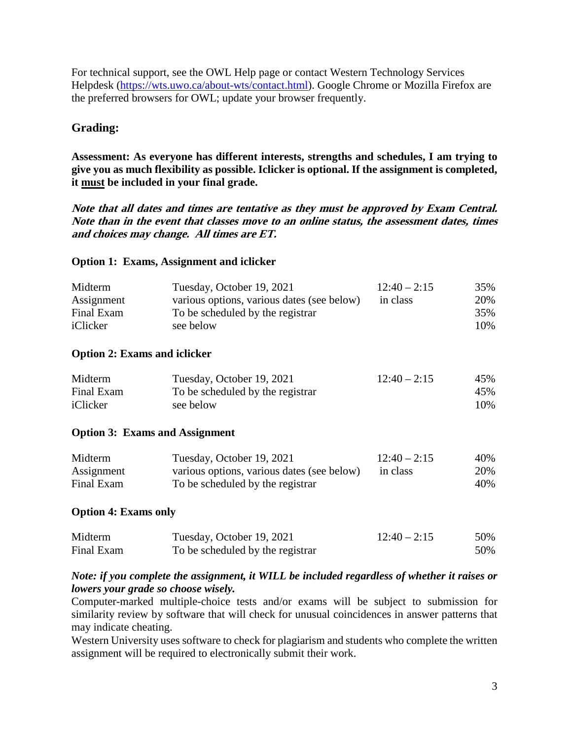For technical support, see the OWL Help page or contact Western Technology Services Helpdesk (https://wts.uwo.ca/about-wts/contact.html). Google Chrome or Mozilla Firefox are the preferred browsers for OWL; update your browser frequently.

## Grading:

**Assessment: As everyone has different interests, strengths and schedules, I am trying to give you as much flexibility as possible. Iclicker is optional. If the assignment is completed, it <u>must</u> be included in your final grade.**

***Note that all dates and times are tentative as they must be approved by Exam Central. Note than in the event that classes move to an online status, the assessment dates, times and choices may change. All times are ET.***

**Option 1: Exams, Assignment and iclicker**

| | | | |
|---|---|---|---|
| Midterm | Tuesday, October 19, 2021 | 12:40 – 2:15 | 35% |
| Assignment | various options, various dates (see below) | in class | 20% |
| Final Exam | To be scheduled by the registrar | | 35% |
| iClicker | see below | | 10% |

**Option 2: Exams and iclicker**

| | | | |
|---|---|---|---|
| Midterm | Tuesday, October 19, 2021 | 12:40 – 2:15 | 45% |
| Final Exam | To be scheduled by the registrar | | 45% |
| iClicker | see below | | 10% |

**Option 3: Exams and Assignment**

| | | | |
|---|---|---|---|
| Midterm | Tuesday, October 19, 2021 | 12:40 – 2:15 | 40% |
| Assignment | various options, various dates (see below) | in class | 20% |
| Final Exam | To be scheduled by the registrar | | 40% |

**Option 4: Exams only**

| | | | |
|---|---|---|---|
| Midterm | Tuesday, October 19, 2021 | 12:40 – 2:15 | 50% |
| Final Exam | To be scheduled by the registrar | | 50% |

***Note: if you complete the assignment, it WILL be included regardless of whether it raises or lowers your grade so choose wisely.***

Computer-marked multiple-choice tests and/or exams will be subject to submission for similarity review by software that will check for unusual coincidences in answer patterns that may indicate cheating.

Western University uses software to check for plagiarism and students who complete the written assignment will be required to electronically submit their work.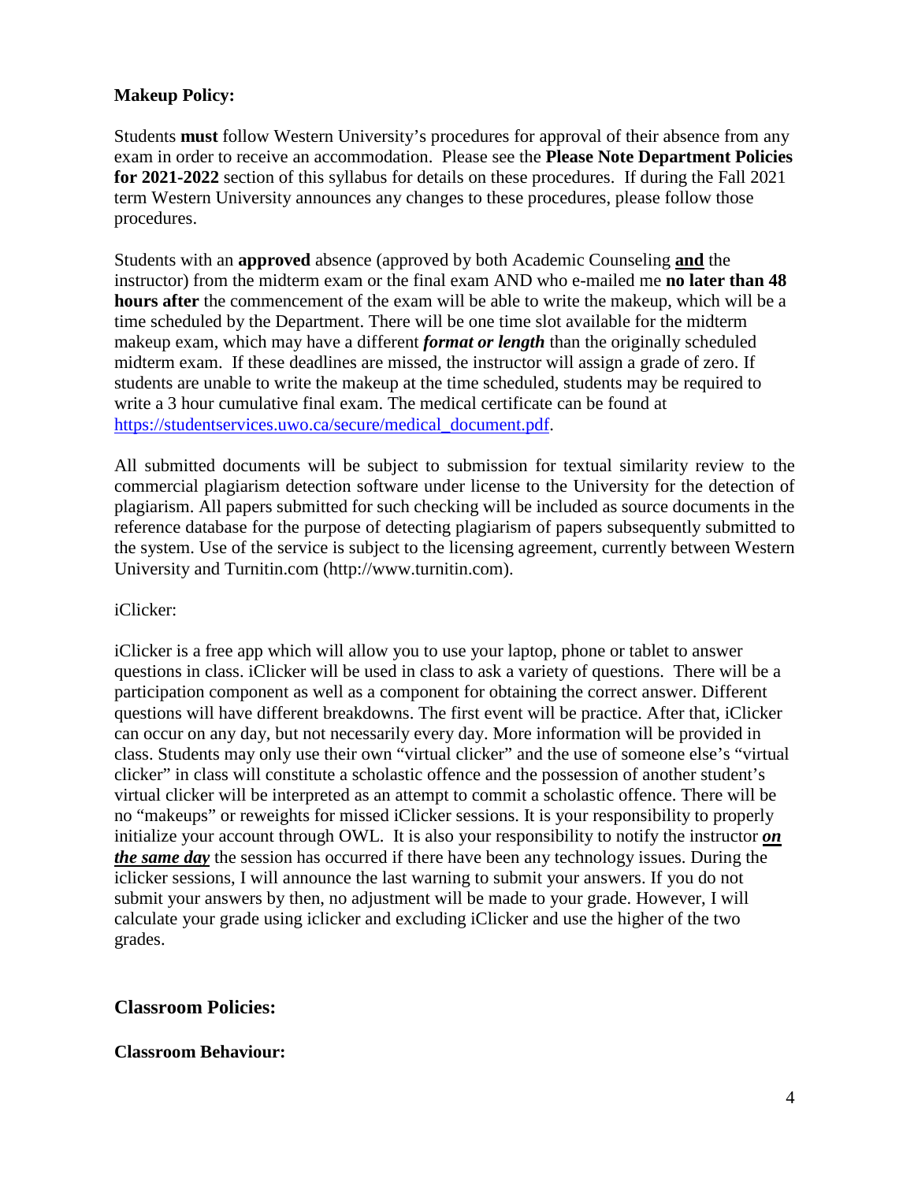**Makeup Policy:**

Students **must** follow Western University's procedures for approval of their absence from any exam in order to receive an accommodation. Please see the **Please Note Department Policies for 2021-2022** section of this syllabus for details on these procedures. If during the Fall 2021 term Western University announces any changes to these procedures, please follow those procedures.

Students with an **approved** absence (approved by both Academic Counseling **<u>and</u>** the instructor) from the midterm exam or the final exam AND who e-mailed me **no later than 48 hours after** the commencement of the exam will be able to write the makeup, which will be a time scheduled by the Department. There will be one time slot available for the midterm makeup exam, which may have a different ***format or length*** than the originally scheduled midterm exam. If these deadlines are missed, the instructor will assign a grade of zero. If students are unable to write the makeup at the time scheduled, students may be required to write a 3 hour cumulative final exam. The medical certificate can be found at https://studentservices.uwo.ca/secure/medical_document.pdf.

All submitted documents will be subject to submission for textual similarity review to the commercial plagiarism detection software under license to the University for the detection of plagiarism. All papers submitted for such checking will be included as source documents in the reference database for the purpose of detecting plagiarism of papers subsequently submitted to the system. Use of the service is subject to the licensing agreement, currently between Western University and Turnitin.com (http://www.turnitin.com).

iClicker:

iClicker is a free app which will allow you to use your laptop, phone or tablet to answer questions in class. iClicker will be used in class to ask a variety of questions. There will be a participation component as well as a component for obtaining the correct answer. Different questions will have different breakdowns. The first event will be practice. After that, iClicker can occur on any day, but not necessarily every day. More information will be provided in class. Students may only use their own "virtual clicker" and the use of someone else's "virtual clicker" in class will constitute a scholastic offence and the possession of another student's virtual clicker will be interpreted as an attempt to commit a scholastic offence. There will be no "makeups" or reweights for missed iClicker sessions. It is your responsibility to properly initialize your account through OWL. It is also your responsibility to notify the instructor ***<u>on the same day</u>*** the session has occurred if there have been any technology issues. During the iclicker sessions, I will announce the last warning to submit your answers. If you do not submit your answers by then, no adjustment will be made to your grade. However, I will calculate your grade using iclicker and excluding iClicker and use the higher of the two grades.

## Classroom Policies:

**Classroom Behaviour:**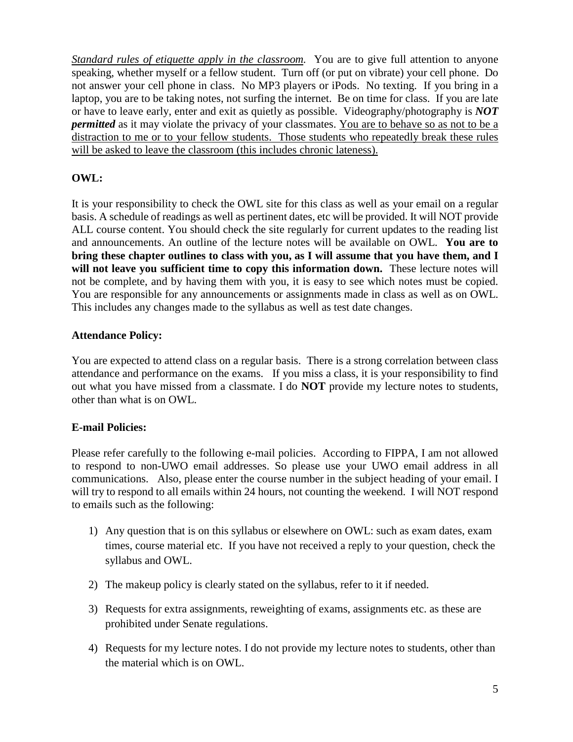*<u>Standard rules of etiquette apply in the classroom</u>.* You are to give full attention to anyone speaking, whether myself or a fellow student. Turn off (or put on vibrate) your cell phone. Do not answer your cell phone in class. No MP3 players or iPods. No texting. If you bring in a laptop, you are to be taking notes, not surfing the internet. Be on time for class. If you are late or have to leave early, enter and exit as quietly as possible. Videography/photography is ***NOT permitted*** as it may violate the privacy of your classmates. <u>You are to behave so as not to be a distraction to me or to your fellow students. Those students who repeatedly break these rules will be asked to leave the classroom (this includes chronic lateness).</u>

**OWL:**

It is your responsibility to check the OWL site for this class as well as your email on a regular basis. A schedule of readings as well as pertinent dates, etc will be provided. It will NOT provide ALL course content. You should check the site regularly for current updates to the reading list and announcements. An outline of the lecture notes will be available on OWL. **You are to bring these chapter outlines to class with you, as I will assume that you have them, and I will not leave you sufficient time to copy this information down.** These lecture notes will not be complete, and by having them with you, it is easy to see which notes must be copied. You are responsible for any announcements or assignments made in class as well as on OWL. This includes any changes made to the syllabus as well as test date changes.

**Attendance Policy:**

You are expected to attend class on a regular basis. There is a strong correlation between class attendance and performance on the exams. If you miss a class, it is your responsibility to find out what you have missed from a classmate. I do **NOT** provide my lecture notes to students, other than what is on OWL.

**E-mail Policies:**

Please refer carefully to the following e-mail policies. According to FIPPA, I am not allowed to respond to non-UWO email addresses. So please use your UWO email address in all communications. Also, please enter the course number in the subject heading of your email. I will try to respond to all emails within 24 hours, not counting the weekend. I will NOT respond to emails such as the following:

1) Any question that is on this syllabus or elsewhere on OWL: such as exam dates, exam times, course material etc. If you have not received a reply to your question, check the syllabus and OWL.

2) The makeup policy is clearly stated on the syllabus, refer to it if needed.

3) Requests for extra assignments, reweighting of exams, assignments etc. as these are prohibited under Senate regulations.

4) Requests for my lecture notes. I do not provide my lecture notes to students, other than the material which is on OWL.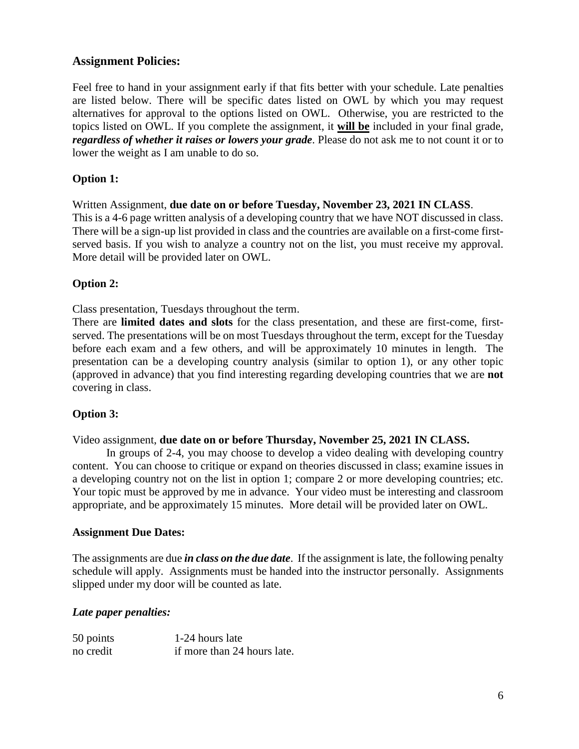### Assignment Policies:

Feel free to hand in your assignment early if that fits better with your schedule. Late penalties are listed below. There will be specific dates listed on OWL by which you may request alternatives for approval to the options listed on OWL. Otherwise, you are restricted to the topics listed on OWL. If you complete the assignment, it **will be** included in your final grade, ***regardless of whether it raises or lowers your grade***. Please do not ask me to not count it or to lower the weight as I am unable to do so.

#### Option 1:

Written Assignment, **due date on or before Tuesday, November 23, 2021 IN CLASS**.
This is a 4-6 page written analysis of a developing country that we have NOT discussed in class. There will be a sign-up list provided in class and the countries are available on a first-come first-served basis. If you wish to analyze a country not on the list, you must receive my approval. More detail will be provided later on OWL.

#### Option 2:

Class presentation, Tuesdays throughout the term.
There are **limited dates and slots** for the class presentation, and these are first-come, first-served. The presentations will be on most Tuesdays throughout the term, except for the Tuesday before each exam and a few others, and will be approximately 10 minutes in length. The presentation can be a developing country analysis (similar to option 1), or any other topic (approved in advance) that you find interesting regarding developing countries that we are **not** covering in class.

#### Option 3:

Video assignment, **due date on or before Thursday, November 25, 2021 IN CLASS.**

In groups of 2-4, you may choose to develop a video dealing with developing country content. You can choose to critique or expand on theories discussed in class; examine issues in a developing country not on the list in option 1; compare 2 or more developing countries; etc. Your topic must be approved by me in advance. Your video must be interesting and classroom appropriate, and be approximately 15 minutes. More detail will be provided later on OWL.

### Assignment Due Dates:

The assignments are due ***in class on the due date***. If the assignment is late, the following penalty schedule will apply. Assignments must be handed into the instructor personally. Assignments slipped under my door will be counted as late.

#### *Late paper penalties:*

| | |
|---|---|
| 50 points | 1-24 hours late |
| no credit | if more than 24 hours late. |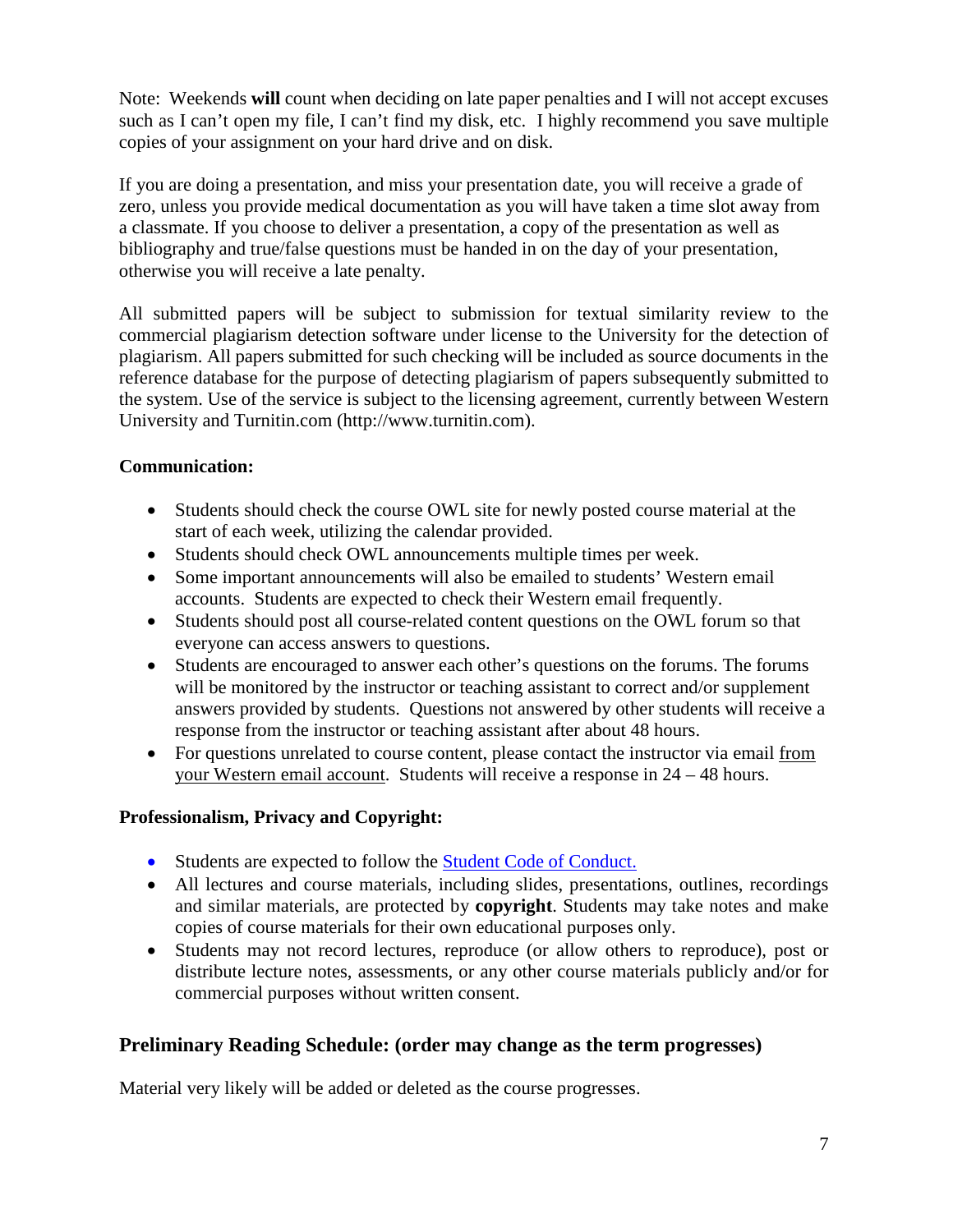Note: Weekends **will** count when deciding on late paper penalties and I will not accept excuses such as I can't open my file, I can't find my disk, etc. I highly recommend you save multiple copies of your assignment on your hard drive and on disk.

If you are doing a presentation, and miss your presentation date, you will receive a grade of zero, unless you provide medical documentation as you will have taken a time slot away from a classmate. If you choose to deliver a presentation, a copy of the presentation as well as bibliography and true/false questions must be handed in on the day of your presentation, otherwise you will receive a late penalty.

All submitted papers will be subject to submission for textual similarity review to the commercial plagiarism detection software under license to the University for the detection of plagiarism. All papers submitted for such checking will be included as source documents in the reference database for the purpose of detecting plagiarism of papers subsequently submitted to the system. Use of the service is subject to the licensing agreement, currently between Western University and Turnitin.com (http://www.turnitin.com).

**Communication:**

- Students should check the course OWL site for newly posted course material at the start of each week, utilizing the calendar provided.
- Students should check OWL announcements multiple times per week.
- Some important announcements will also be emailed to students' Western email accounts. Students are expected to check their Western email frequently.
- Students should post all course-related content questions on the OWL forum so that everyone can access answers to questions.
- Students are encouraged to answer each other's questions on the forums. The forums will be monitored by the instructor or teaching assistant to correct and/or supplement answers provided by students. Questions not answered by other students will receive a response from the instructor or teaching assistant after about 48 hours.
- For questions unrelated to course content, please contact the instructor via email from your Western email account. Students will receive a response in 24 – 48 hours.

**Professionalism, Privacy and Copyright:**

- Students are expected to follow the Student Code of Conduct.
- All lectures and course materials, including slides, presentations, outlines, recordings and similar materials, are protected by **copyright**. Students may take notes and make copies of course materials for their own educational purposes only.
- Students may not record lectures, reproduce (or allow others to reproduce), post or distribute lecture notes, assessments, or any other course materials publicly and/or for commercial purposes without written consent.

## Preliminary Reading Schedule: (order may change as the term progresses)

Material very likely will be added or deleted as the course progresses.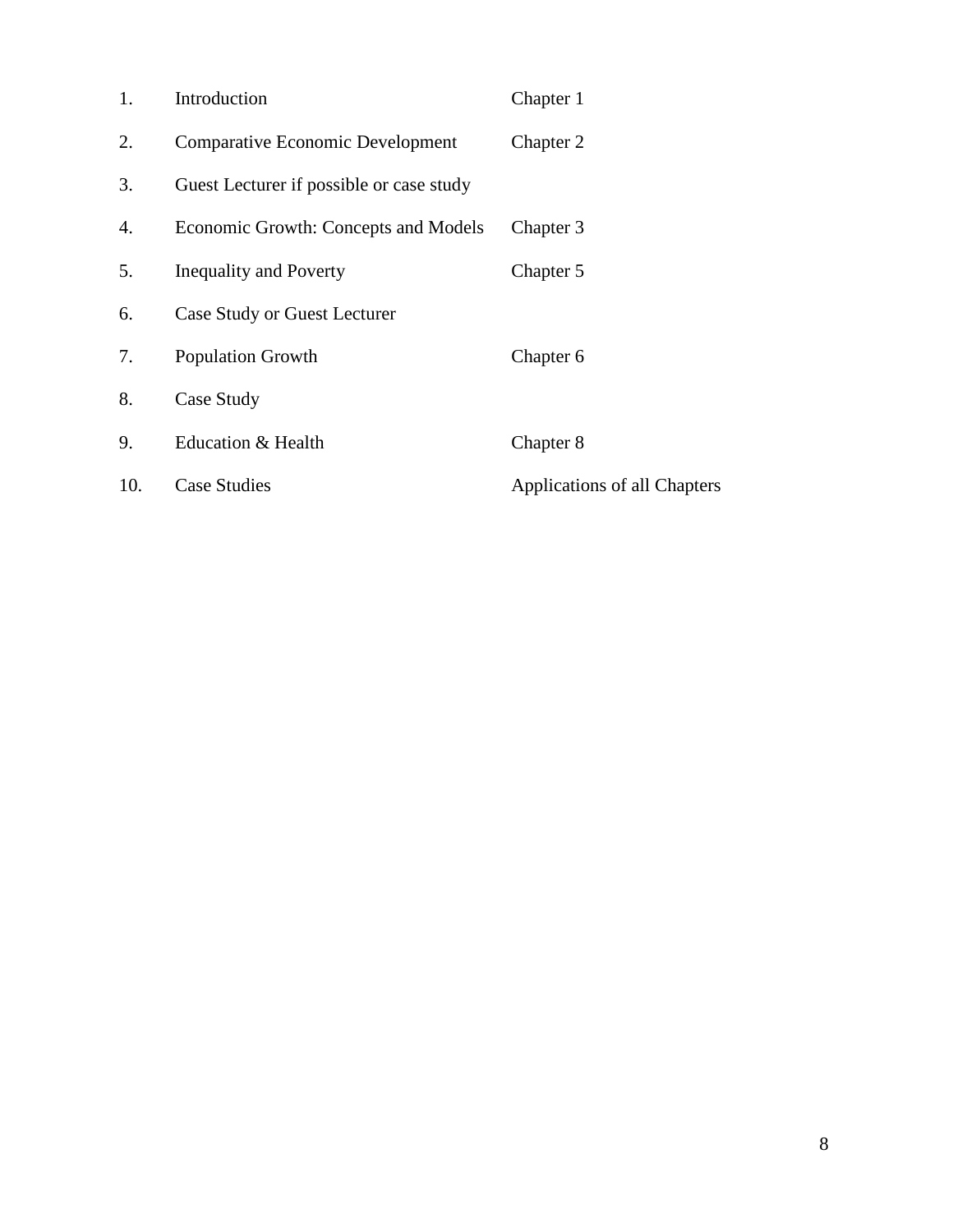| | | |
|---|---|---|
| 1. | Introduction | Chapter 1 |
| 2. | Comparative Economic Development | Chapter 2 |
| 3. | Guest Lecturer if possible or case study | |
| 4. | Economic Growth: Concepts and Models | Chapter 3 |
| 5. | Inequality and Poverty | Chapter 5 |
| 6. | Case Study or Guest Lecturer | |
| 7. | Population Growth | Chapter 6 |
| 8. | Case Study | |
| 9. | Education & Health | Chapter 8 |
| 10. | Case Studies | Applications of all Chapters |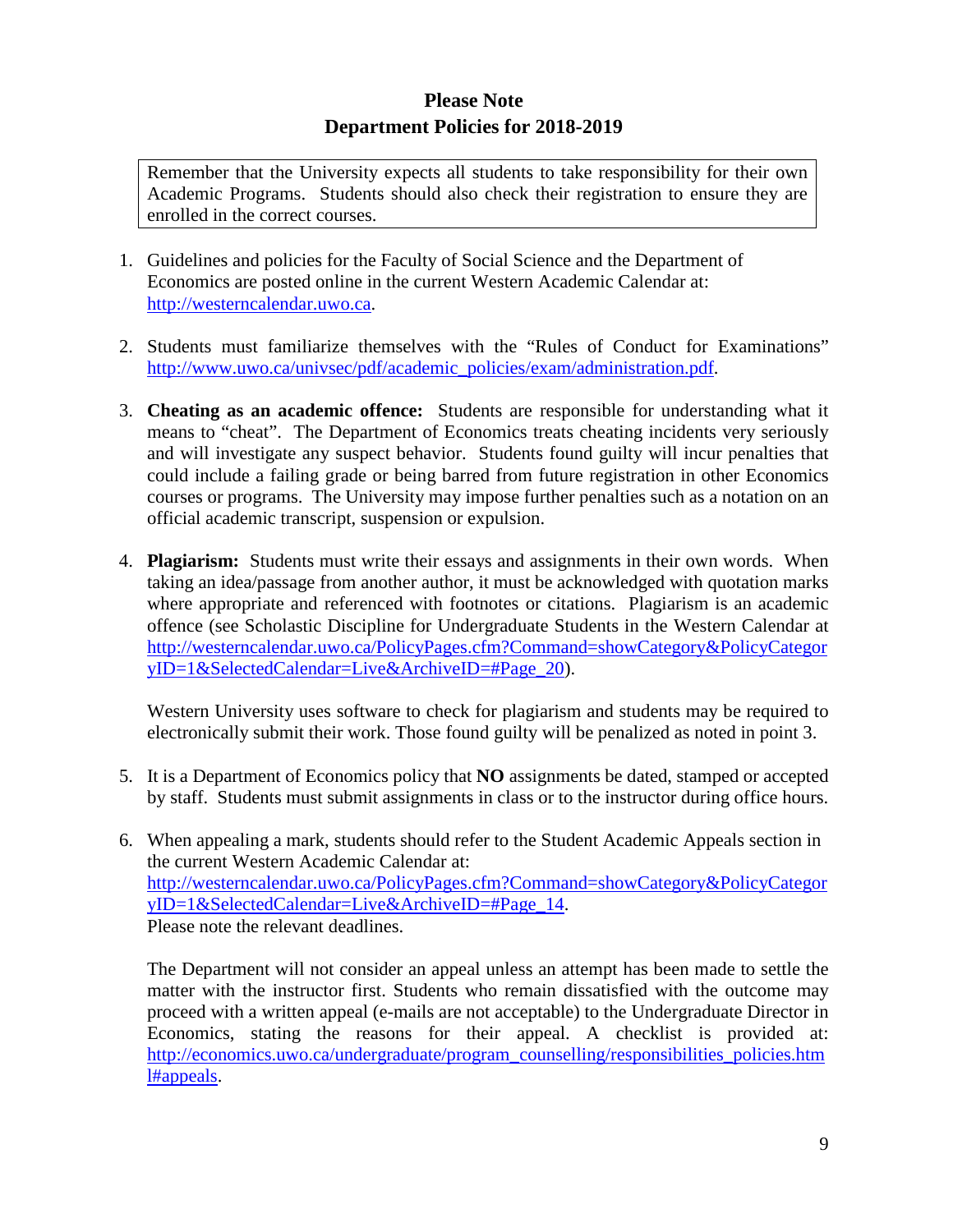# Please Note
## Department Policies for 2018-2019

> Remember that the University expects all students to take responsibility for their own Academic Programs. Students should also check their registration to ensure they are enrolled in the correct courses.

1. Guidelines and policies for the Faculty of Social Science and the Department of Economics are posted online in the current Western Academic Calendar at: http://westerncalendar.uwo.ca.

2. Students must familiarize themselves with the "Rules of Conduct for Examinations" http://www.uwo.ca/univsec/pdf/academic_policies/exam/administration.pdf.

3. **Cheating as an academic offence:** Students are responsible for understanding what it means to "cheat". The Department of Economics treats cheating incidents very seriously and will investigate any suspect behavior. Students found guilty will incur penalties that could include a failing grade or being barred from future registration in other Economics courses or programs. The University may impose further penalties such as a notation on an official academic transcript, suspension or expulsion.

4. **Plagiarism:** Students must write their essays and assignments in their own words. When taking an idea/passage from another author, it must be acknowledged with quotation marks where appropriate and referenced with footnotes or citations. Plagiarism is an academic offence (see Scholastic Discipline for Undergraduate Students in the Western Calendar at http://westerncalendar.uwo.ca/PolicyPages.cfm?Command=showCategory&PolicyCategoryID=1&SelectedCalendar=Live&ArchiveID=#Page_20).

   Western University uses software to check for plagiarism and students may be required to electronically submit their work. Those found guilty will be penalized as noted in point 3.

5. It is a Department of Economics policy that **NO** assignments be dated, stamped or accepted by staff. Students must submit assignments in class or to the instructor during office hours.

6. When appealing a mark, students should refer to the Student Academic Appeals section in the current Western Academic Calendar at: http://westerncalendar.uwo.ca/PolicyPages.cfm?Command=showCategory&PolicyCategoryID=1&SelectedCalendar=Live&ArchiveID=#Page_14.
   Please note the relevant deadlines.

   The Department will not consider an appeal unless an attempt has been made to settle the matter with the instructor first. Students who remain dissatisfied with the outcome may proceed with a written appeal (e-mails are not acceptable) to the Undergraduate Director in Economics, stating the reasons for their appeal. A checklist is provided at: http://economics.uwo.ca/undergraduate/program_counselling/responsibilities_policies.html#appeals.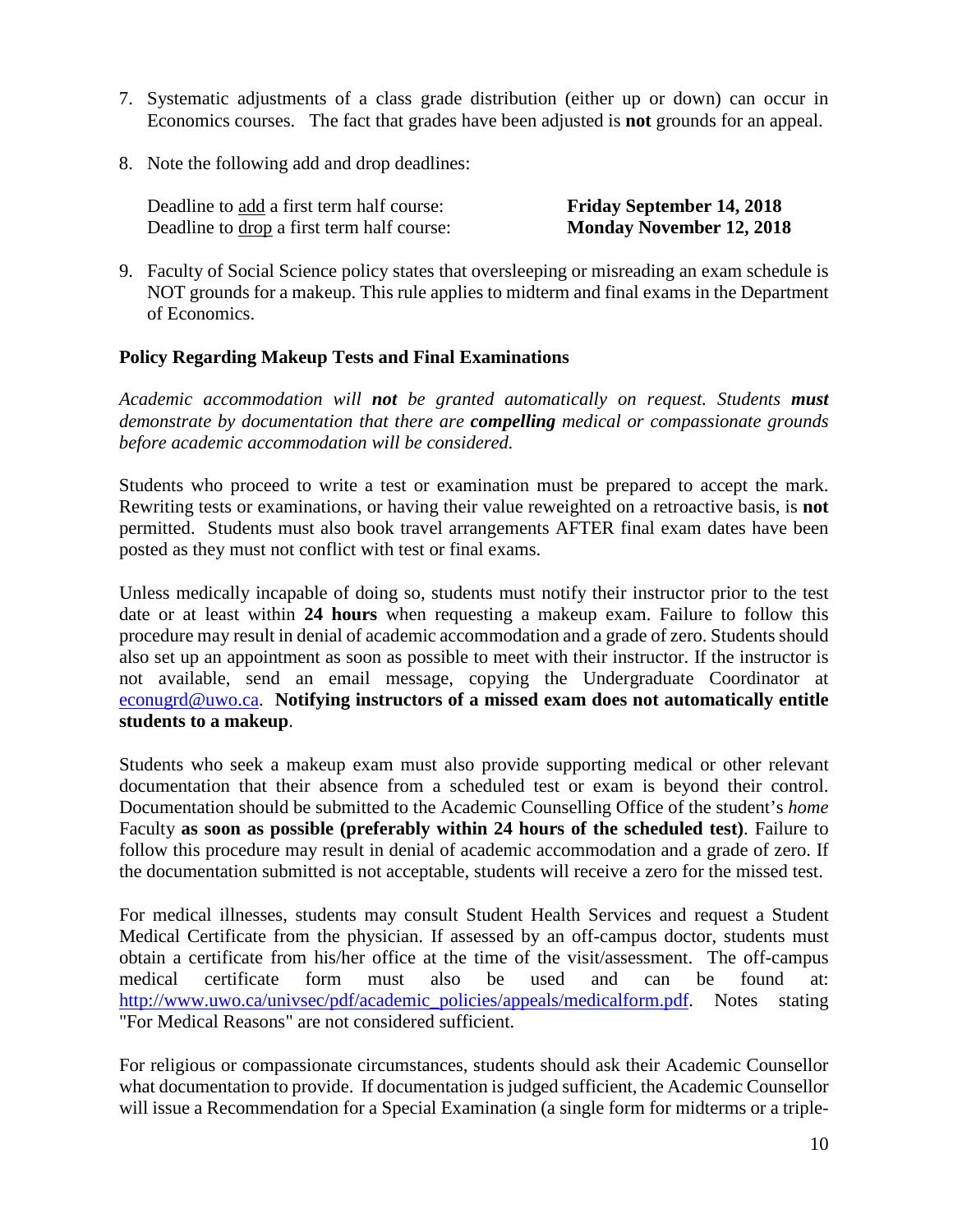7. Systematic adjustments of a class grade distribution (either up or down) can occur in Economics courses. The fact that grades have been adjusted is **not** grounds for an appeal.

8. Note the following add and drop deadlines:

   Deadline to add a first term half course: **Friday September 14, 2018**
   Deadline to drop a first term half course: **Monday November 12, 2018**

9. Faculty of Social Science policy states that oversleeping or misreading an exam schedule is NOT grounds for a makeup. This rule applies to midterm and final exams in the Department of Economics.

**Policy Regarding Makeup Tests and Final Examinations**

*Academic accommodation will **not** be granted automatically on request. Students **must** demonstrate by documentation that there are **compelling** medical or compassionate grounds before academic accommodation will be considered.*

Students who proceed to write a test or examination must be prepared to accept the mark. Rewriting tests or examinations, or having their value reweighted on a retroactive basis, is **not** permitted. Students must also book travel arrangements AFTER final exam dates have been posted as they must not conflict with test or final exams.

Unless medically incapable of doing so, students must notify their instructor prior to the test date or at least within **24 hours** when requesting a makeup exam. Failure to follow this procedure may result in denial of academic accommodation and a grade of zero. Students should also set up an appointment as soon as possible to meet with their instructor. If the instructor is not available, send an email message, copying the Undergraduate Coordinator at econugrd@uwo.ca. **Notifying instructors of a missed exam does not automatically entitle students to a makeup**.

Students who seek a makeup exam must also provide supporting medical or other relevant documentation that their absence from a scheduled test or exam is beyond their control. Documentation should be submitted to the Academic Counselling Office of the student's *home* Faculty **as soon as possible (preferably within 24 hours of the scheduled test)**. Failure to follow this procedure may result in denial of academic accommodation and a grade of zero. If the documentation submitted is not acceptable, students will receive a zero for the missed test.

For medical illnesses, students may consult Student Health Services and request a Student Medical Certificate from the physician. If assessed by an off-campus doctor, students must obtain a certificate from his/her office at the time of the visit/assessment. The off-campus medical certificate form must also be used and can be found at: http://www.uwo.ca/univsec/pdf/academic_policies/appeals/medicalform.pdf. Notes stating "For Medical Reasons" are not considered sufficient.

For religious or compassionate circumstances, students should ask their Academic Counsellor what documentation to provide. If documentation is judged sufficient, the Academic Counsellor will issue a Recommendation for a Special Examination (a single form for midterms or a triple-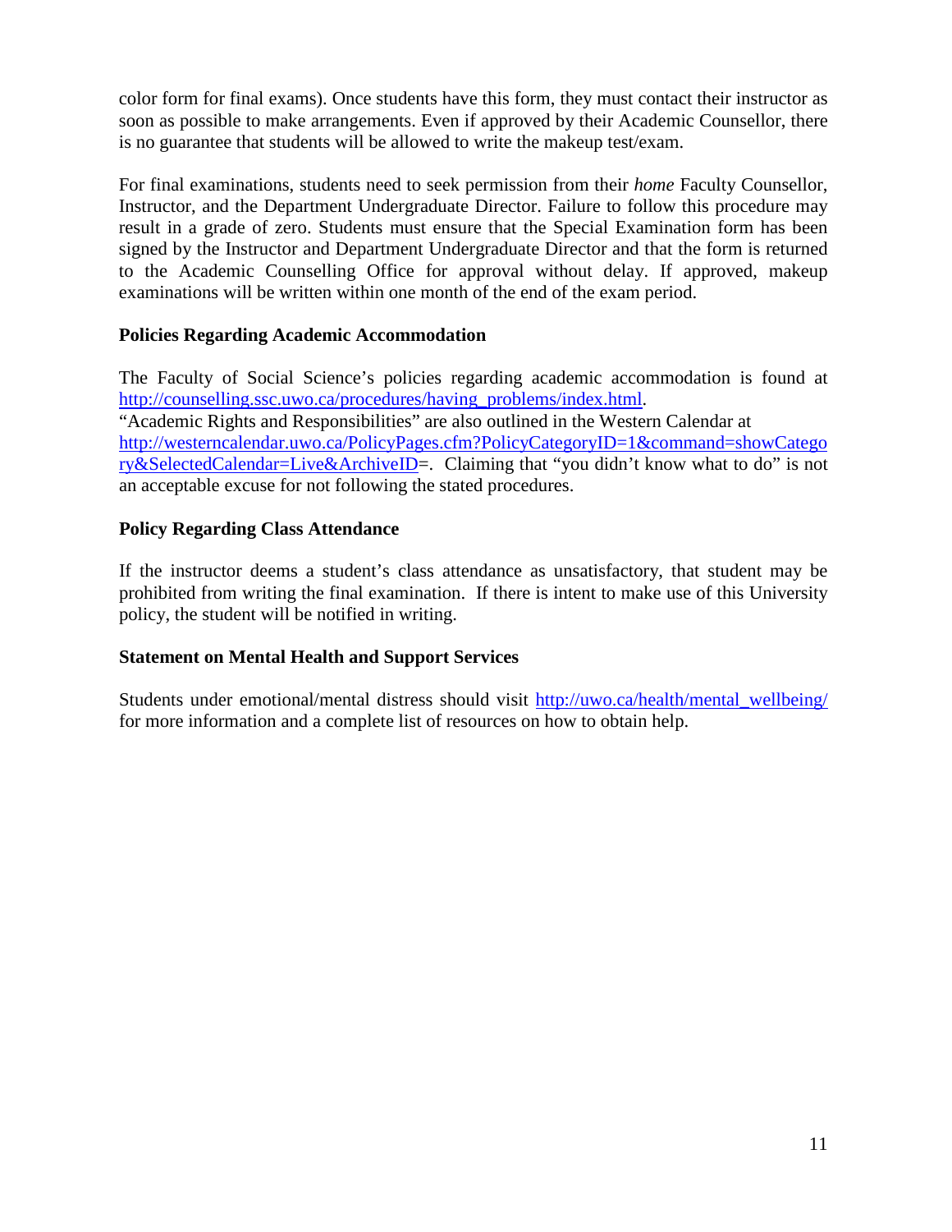color form for final exams). Once students have this form, they must contact their instructor as soon as possible to make arrangements. Even if approved by their Academic Counsellor, there is no guarantee that students will be allowed to write the makeup test/exam.

For final examinations, students need to seek permission from their *home* Faculty Counsellor, Instructor, and the Department Undergraduate Director. Failure to follow this procedure may result in a grade of zero. Students must ensure that the Special Examination form has been signed by the Instructor and Department Undergraduate Director and that the form is returned to the Academic Counselling Office for approval without delay. If approved, makeup examinations will be written within one month of the end of the exam period.

**Policies Regarding Academic Accommodation**

The Faculty of Social Science's policies regarding academic accommodation is found at http://counselling.ssc.uwo.ca/procedures/having_problems/index.html.
"Academic Rights and Responsibilities" are also outlined in the Western Calendar at http://westerncalendar.uwo.ca/PolicyPages.cfm?PolicyCategoryID=1&command=showCategory&SelectedCalendar=Live&ArchiveID=. Claiming that "you didn't know what to do" is not an acceptable excuse for not following the stated procedures.

**Policy Regarding Class Attendance**

If the instructor deems a student's class attendance as unsatisfactory, that student may be prohibited from writing the final examination. If there is intent to make use of this University policy, the student will be notified in writing.

**Statement on Mental Health and Support Services**

Students under emotional/mental distress should visit http://uwo.ca/health/mental_wellbeing/ for more information and a complete list of resources on how to obtain help.